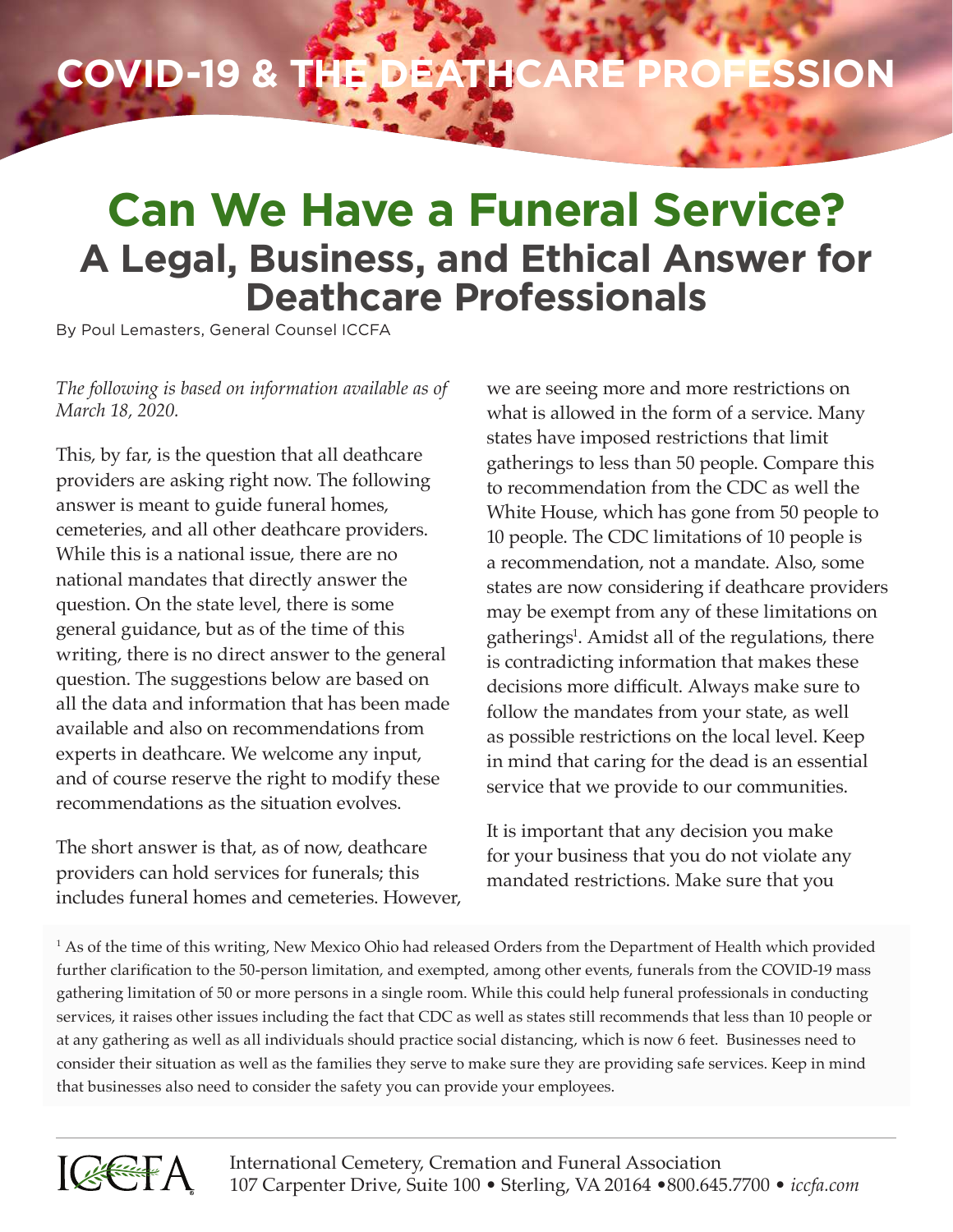# COVID-19 & THE DEATHCARE PROFESSION

# Can We Have a Funeral Service?

## A Legal, Business, and Ethical Answer for Deathcare Professionals

By Poul Lemasters, General Counsel ICCFA

*The following is based on information available as of March 18, 2020.*

This, by far, is the question that all deathcare providers are asking right now. The following answer is meant to guide funeral homes, cemeteries, and all other deathcare providers. While this is a national issue, there are no national mandates that directly answer the question. On the state level, there is some general guidance, but as of the time of this writing, there is no direct answer to the general question. The suggestions below are based on all the data and information that has been made available and also on recommendations from experts in deathcare. We welcome any input, and of course reserve the right to modify these recommendations as the situation evolves.

The short answer is that, as of now, deathcare providers can hold services for funerals; this includes funeral homes and cemeteries. However, we are seeing more and more restrictions on what is allowed in the form of a service. Many states have imposed restrictions that limit gatherings to less than 50 people. Compare this to recommendation from the CDC as well the White House, which has gone from 50 people to 10 people. The CDC limitations of 10 people is a recommendation, not a mandate. Also, some states are now considering if deathcare providers may be exempt from any of these limitations on gatherings[1]. Amidst all of the regulations, there is contradicting information that makes these decisions more difficult. Always make sure to follow the mandates from your state, as well as possible restrictions on the local level. Keep in mind that caring for the dead is an essential service that we provide to our communities.

It is important that any decision you make for your business that you do not violate any mandated restrictions. Make sure that you

[1] As of the time of this writing, New Mexico Ohio had released Orders from the Department of Health which provided further clarification to the 50-person limitation, and exempted, among other events, funerals from the COVID-19 mass gathering limitation of 50 or more persons in a single room. While this could help funeral professionals in conducting services, it raises other issues including the fact that CDC as well as states still recommends that less than 10 people or at any gathering as well as all individuals should practice social distancing, which is now 6 feet. Businesses need to consider their situation as well as the families they serve to make sure they are providing safe services. Keep in mind that businesses also need to consider the safety you can provide your employees.

ICCFA

International Cemetery, Cremation and Funeral Association
107 Carpenter Drive, Suite 100 • Sterling, VA 20164 • 800.645.7700 • *iccfa.com*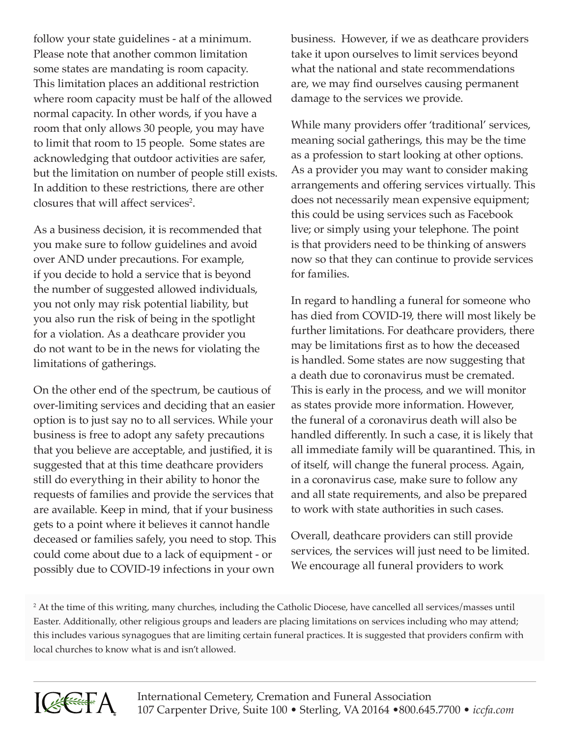follow your state guidelines - at a minimum. Please note that another common limitation some states are mandating is room capacity. This limitation places an additional restriction where room capacity must be half of the allowed normal capacity. In other words, if you have a room that only allows 30 people, you may have to limit that room to 15 people. Some states are acknowledging that outdoor activities are safer, but the limitation on number of people still exists. In addition to these restrictions, there are other closures that will affect services[2].

As a business decision, it is recommended that you make sure to follow guidelines and avoid over AND under precautions. For example, if you decide to hold a service that is beyond the number of suggested allowed individuals, you not only may risk potential liability, but you also run the risk of being in the spotlight for a violation. As a deathcare provider you do not want to be in the news for violating the limitations of gatherings.

On the other end of the spectrum, be cautious of over-limiting services and deciding that an easier option is to just say no to all services. While your business is free to adopt any safety precautions that you believe are acceptable, and justified, it is suggested that at this time deathcare providers still do everything in their ability to honor the requests of families and provide the services that are available. Keep in mind, that if your business gets to a point where it believes it cannot handle deceased or families safely, you need to stop. This could come about due to a lack of equipment - or possibly due to COVID-19 infections in your own business. However, if we as deathcare providers take it upon ourselves to limit services beyond what the national and state recommendations are, we may find ourselves causing permanent damage to the services we provide.

While many providers offer 'traditional' services, meaning social gatherings, this may be the time as a profession to start looking at other options. As a provider you may want to consider making arrangements and offering services virtually. This does not necessarily mean expensive equipment; this could be using services such as Facebook live; or simply using your telephone. The point is that providers need to be thinking of answers now so that they can continue to provide services for families.

In regard to handling a funeral for someone who has died from COVID-19, there will most likely be further limitations. For deathcare providers, there may be limitations first as to how the deceased is handled. Some states are now suggesting that a death due to coronavirus must be cremated. This is early in the process, and we will monitor as states provide more information. However, the funeral of a coronavirus death will also be handled differently. In such a case, it is likely that all immediate family will be quarantined. This, in of itself, will change the funeral process. Again, in a coronavirus case, make sure to follow any and all state requirements, and also be prepared to work with state authorities in such cases.

Overall, deathcare providers can still provide services, the services will just need to be limited. We encourage all funeral providers to work

[2] At the time of this writing, many churches, including the Catholic Diocese, have cancelled all services/masses until Easter. Additionally, other religious groups and leaders are placing limitations on services including who may attend; this includes various synagogues that are limiting certain funeral practices. It is suggested that providers confirm with local churches to know what is and isn't allowed.

International Cemetery, Cremation and Funeral Association
107 Carpenter Drive, Suite 100 • Sterling, VA 20164 • 800.645.7700 • *iccfa.com*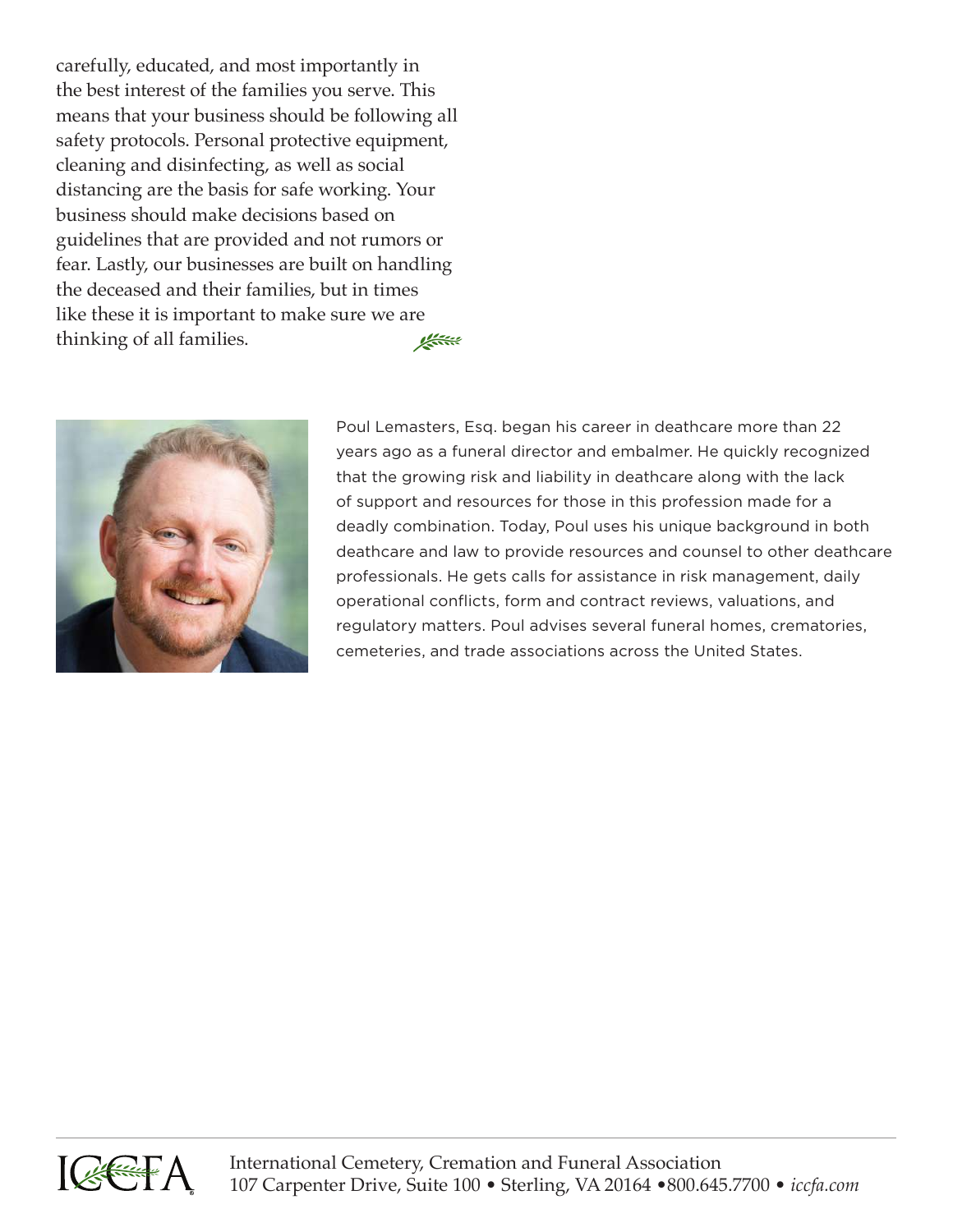carefully, educated, and most importantly in the best interest of the families you serve. This means that your business should be following all safety protocols. Personal protective equipment, cleaning and disinfecting, as well as social distancing are the basis for safe working. Your business should make decisions based on guidelines that are provided and not rumors or fear. Lastly, our businesses are built on handling the deceased and their families, but in times like these it is important to make sure we are thinking of all families.

Poul Lemasters, Esq. began his career in deathcare more than 22 years ago as a funeral director and embalmer. He quickly recognized that the growing risk and liability in deathcare along with the lack of support and resources for those in this profession made for a deadly combination. Today, Poul uses his unique background in both deathcare and law to provide resources and counsel to other deathcare professionals. He gets calls for assistance in risk management, daily operational conflicts, form and contract reviews, valuations, and regulatory matters. Poul advises several funeral homes, crematories, cemeteries, and trade associations across the United States.

International Cemetery, Cremation and Funeral Association
107 Carpenter Drive, Suite 100 • Sterling, VA 20164 • 800.645.7700 • *iccfa.com*